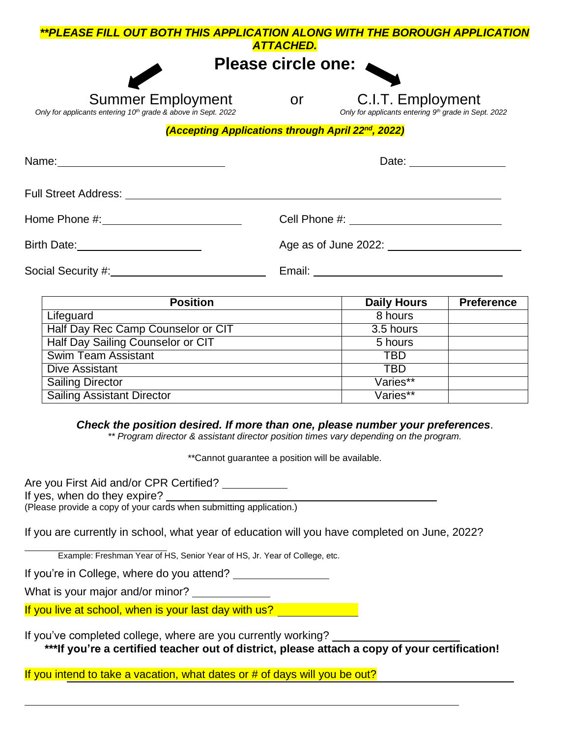***\*PLEASE FILL OUT BOTH THIS APPLICATION ALONG WITH THE BOROUGH APPLICATION ATTACHED.***

## Please circle one:

Summer Employment
*Only for applicants entering 10th grade & above in Sept. 2022*

or

C.I.T. Employment
*Only for applicants entering 9th grade in Sept. 2022*

***(Accepting Applications through April 22nd, 2022)***

Name: ______________________________ Date: ________________

Full Street Address: ____________________________________________________________

Home Phone #: ______________________ Cell Phone #: ___________________________

Birth Date: ____________________ Age as of June 2022: _______________________

Social Security #: _________________________ Email: ______________________________

| Position | Daily Hours | Preference |
|---|---|---|
| Lifeguard | 8 hours | |
| Half Day Rec Camp Counselor or CIT | 3.5 hours | |
| Half Day Sailing Counselor or CIT | 5 hours | |
| Swim Team Assistant | TBD | |
| Dive Assistant | TBD | |
| Sailing Director | Varies** | |
| Sailing Assistant Director | Varies** | |

***Check the position desired. If more than one, please number your preferences*.**

*** Program director & assistant director position times vary depending on the program.*

**Cannot guarantee a position will be available.

Are you First Aid and/or CPR Certified? ___________

If yes, when do they expire? ____________________________________________

(Please provide a copy of your cards when submitting application.)

If you are currently in school, what year of education will you have completed on June, 2022?

____________________

Example: Freshman Year of HS, Senior Year of HS, Jr. Year of College, etc.

If you're in College, where do you attend? ________________

What is your major and/or minor? _____________

If you live at school, when is your last day with us? ______________

If you've completed college, where are you currently working? ____________________

**\*\*\*If you're a certified teacher out of district, please attach a copy of your certification!**

If you intend to take a vacation, what dates or # of days will you be out? ________________________________

__________________________________________________________________________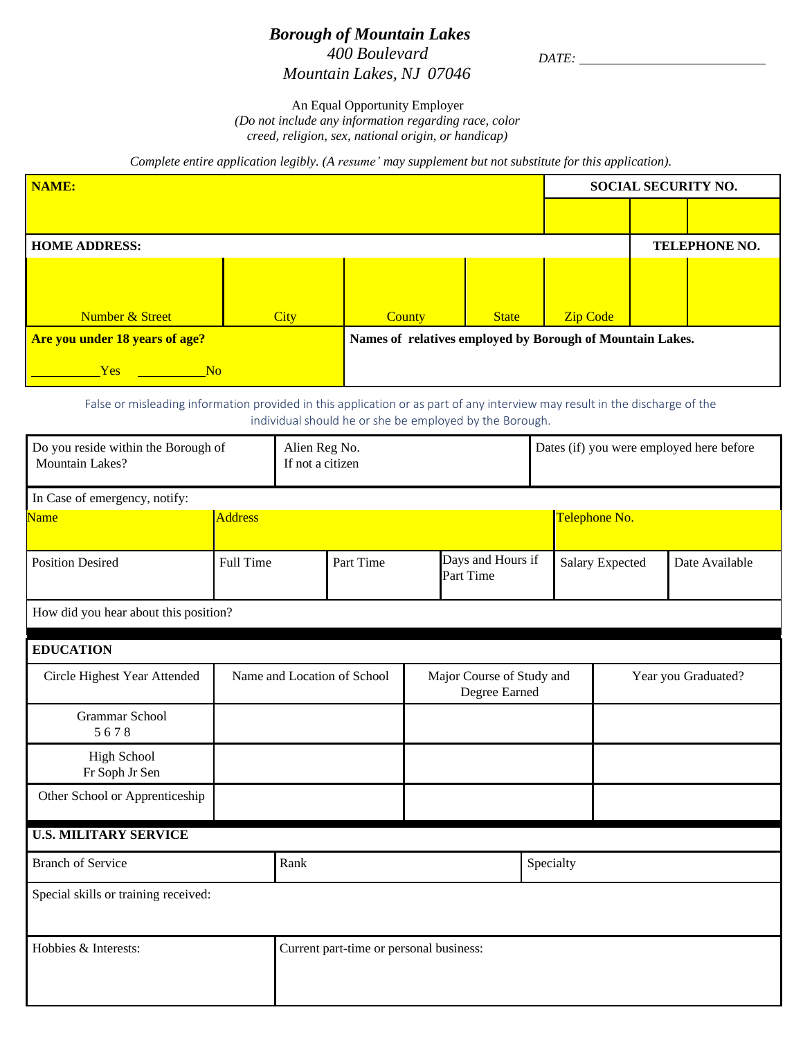**_Borough of Mountain Lakes_**
_400 Boulevard_
_Mountain Lakes, NJ 07046_

_DATE:_ ______________________

An Equal Opportunity Employer
_(Do not include any information regarding race, color creed, religion, sex, national origin, or handicap)_

_Complete entire application legibly. (A resume' may supplement but not substitute for this application)._

| **NAME:** | | | | | **SOCIAL SECURITY NO.** | | |
|---|---|---|---|---|---|---|---|
| | | | | | | | |
| **HOME ADDRESS:** | | | | | | **TELEPHONE NO.** | |
| Number & Street | City | County | State | Zip Code | | | |
| **Are you under 18 years of age?** ________Yes ________No | | **Names of relatives employed by Borough of Mountain Lakes.** | | | | | |

False or misleading information provided in this application or as part of any interview may result in the discharge of the individual should he or she be employed by the Borough.

| Do you reside within the Borough of Mountain Lakes? | Alien Reg No. If not a citizen | Dates (if) you were employed here before |
|---|---|---|
| | | |

| In Case of emergency, notify: | | | | | |
|---|---|---|---|---|---|
| Name | Address | | | Telephone No. | |
| Position Desired | Full Time | Part Time | Days and Hours if Part Time | Salary Expected | Date Available |
| How did you hear about this position? | | | | | |

| **EDUCATION** | | | |
|---|---|---|---|
| Circle Highest Year Attended | Name and Location of School | Major Course of Study and Degree Earned | Year you Graduated? |
| Grammar School 5 6 7 8 | | | |
| High School Fr Soph Jr Sen | | | |
| Other School or Apprenticeship | | | |

| **U.S. MILITARY SERVICE** | | |
|---|---|---|
| Branch of Service | Rank | Specialty |
| Special skills or training received: | | |
| Hobbies & Interests: | Current part-time or personal business: | |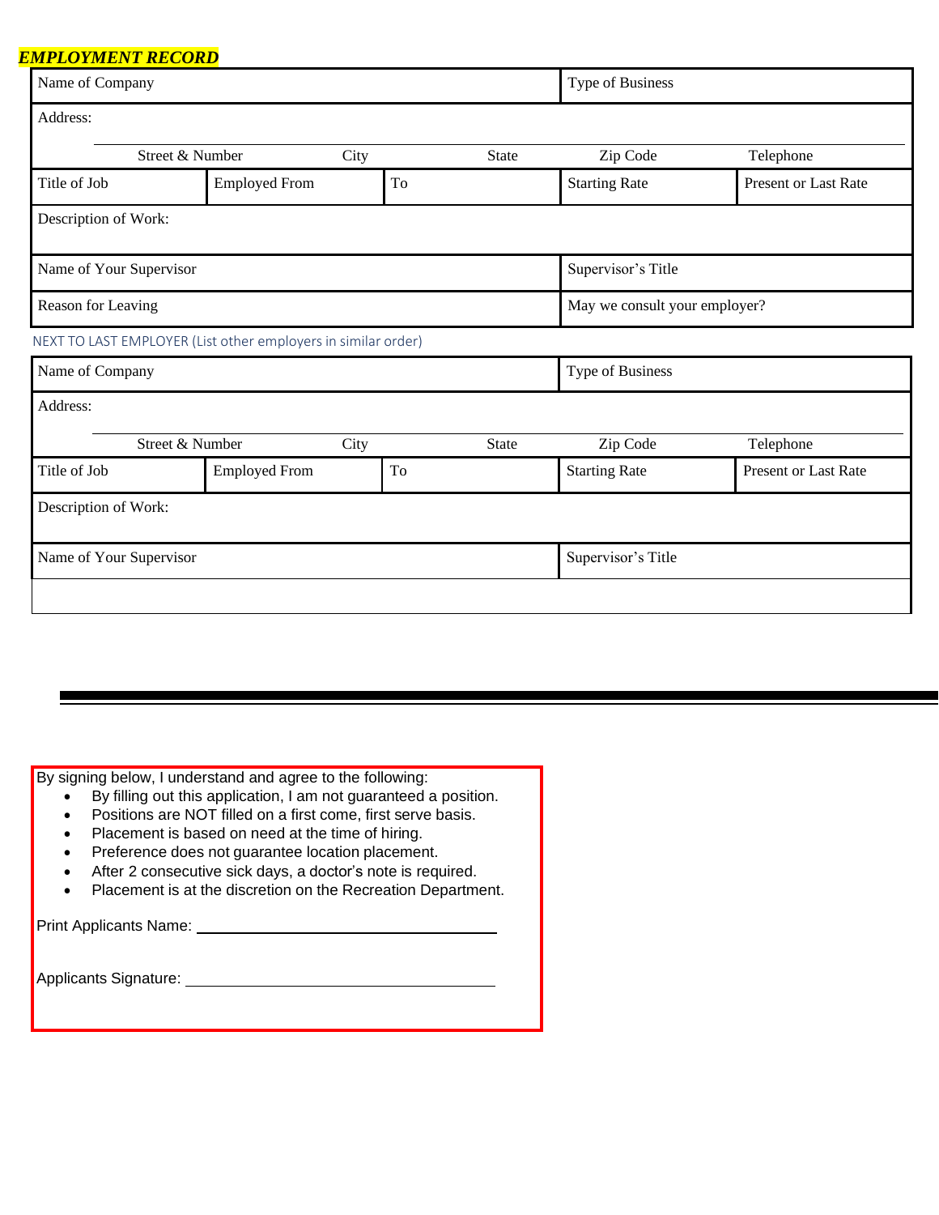***EMPLOYMENT RECORD***

| Name of Company | | | Type of Business | |
|---|---|---|---|---|
| Address: | | | | |
| Street & Number | City | State | Zip Code | Telephone |
| Title of Job | Employed From | To | Starting Rate | Present or Last Rate |
| Description of Work: | | | | |
| Name of Your Supervisor | | | Supervisor's Title | |
| Reason for Leaving | | | May we consult your employer? | |

NEXT TO LAST EMPLOYER (List other employers in similar order)

| Name of Company | | | Type of Business | |
|---|---|---|---|---|
| Address: | | | | |
| Street & Number | City | State | Zip Code | Telephone |
| Title of Job | Employed From | To | Starting Rate | Present or Last Rate |
| Description of Work: | | | | |
| Name of Your Supervisor | | | Supervisor's Title | |
| | | | | |

---

By signing below, I understand and agree to the following:

- By filling out this application, I am not guaranteed a position.
- Positions are NOT filled on a first come, first serve basis.
- Placement is based on need at the time of hiring.
- Preference does not guarantee location placement.
- After 2 consecutive sick days, a doctor's note is required.
- Placement is at the discretion on the Recreation Department.

Print Applicants Name: ______________________________

Applicants Signature: ______________________________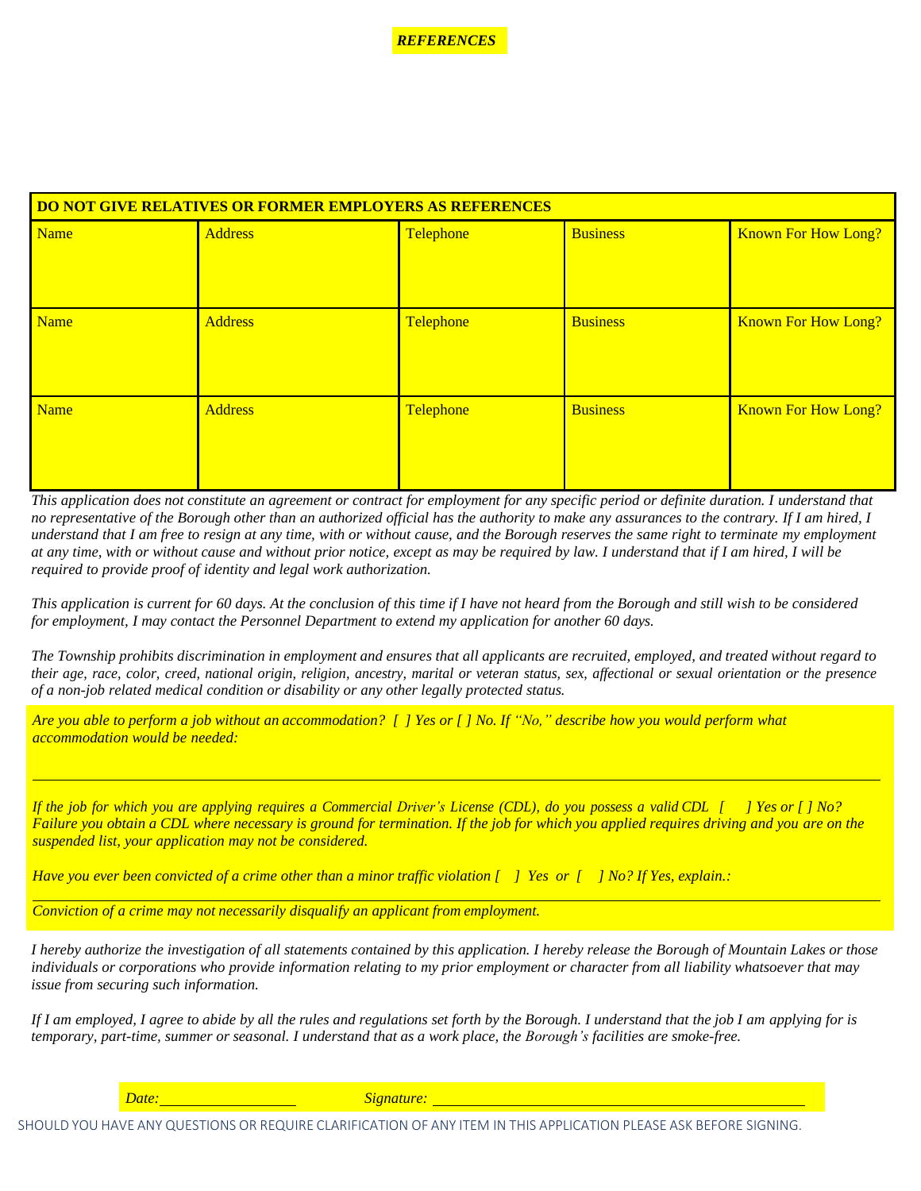***REFERENCES***

| DO NOT GIVE RELATIVES OR FORMER EMPLOYERS AS REFERENCES | | | | |
|---|---|---|---|---|
| Name | Address | Telephone | Business | Known For How Long? |
| Name | Address | Telephone | Business | Known For How Long? |
| Name | Address | Telephone | Business | Known For How Long? |

*This application does not constitute an agreement or contract for employment for any specific period or definite duration. I understand that no representative of the Borough other than an authorized official has the authority to make any assurances to the contrary. If I am hired, I understand that I am free to resign at any time, with or without cause, and the Borough reserves the same right to terminate my employment at any time, with or without cause and without prior notice, except as may be required by law. I understand that if I am hired, I will be required to provide proof of identity and legal work authorization.*

*This application is current for 60 days. At the conclusion of this time if I have not heard from the Borough and still wish to be considered for employment, I may contact the Personnel Department to extend my application for another 60 days.*

*The Township prohibits discrimination in employment and ensures that all applicants are recruited, employed, and treated without regard to their age, race, color, creed, national origin, religion, ancestry, marital or veteran status, sex, affectional or sexual orientation or the presence of a non-job related medical condition or disability or any other legally protected status.*

*Are you able to perform a job without an accommodation? [ ] Yes or [ ] No. If "No," describe how you would perform what accommodation would be needed:*

_______________________________________________________________________________

*If the job for which you are applying requires a Commercial Driver's License (CDL), do you possess a valid CDL [ ] Yes or [ ] No? Failure you obtain a CDL where necessary is ground for termination. If the job for which you applied requires driving and you are on the suspended list, your application may not be considered.*

*Have you ever been convicted of a crime other than a minor traffic violation [ ] Yes or [ ] No? If Yes, explain.:*

_______________________________________________________________________________

*Conviction of a crime may not necessarily disqualify an applicant from employment.*

*I hereby authorize the investigation of all statements contained by this application. I hereby release the Borough of Mountain Lakes or those individuals or corporations who provide information relating to my prior employment or character from all liability whatsoever that may issue from securing such information.*

*If I am employed, I agree to abide by all the rules and regulations set forth by the Borough. I understand that the job I am applying for is temporary, part-time, summer or seasonal. I understand that as a work place, the Borough's facilities are smoke-free.*

*Date:* ____________________ *Signature:* ______________________________________________

SHOULD YOU HAVE ANY QUESTIONS OR REQUIRE CLARIFICATION OF ANY ITEM IN THIS APPLICATION PLEASE ASK BEFORE SIGNING.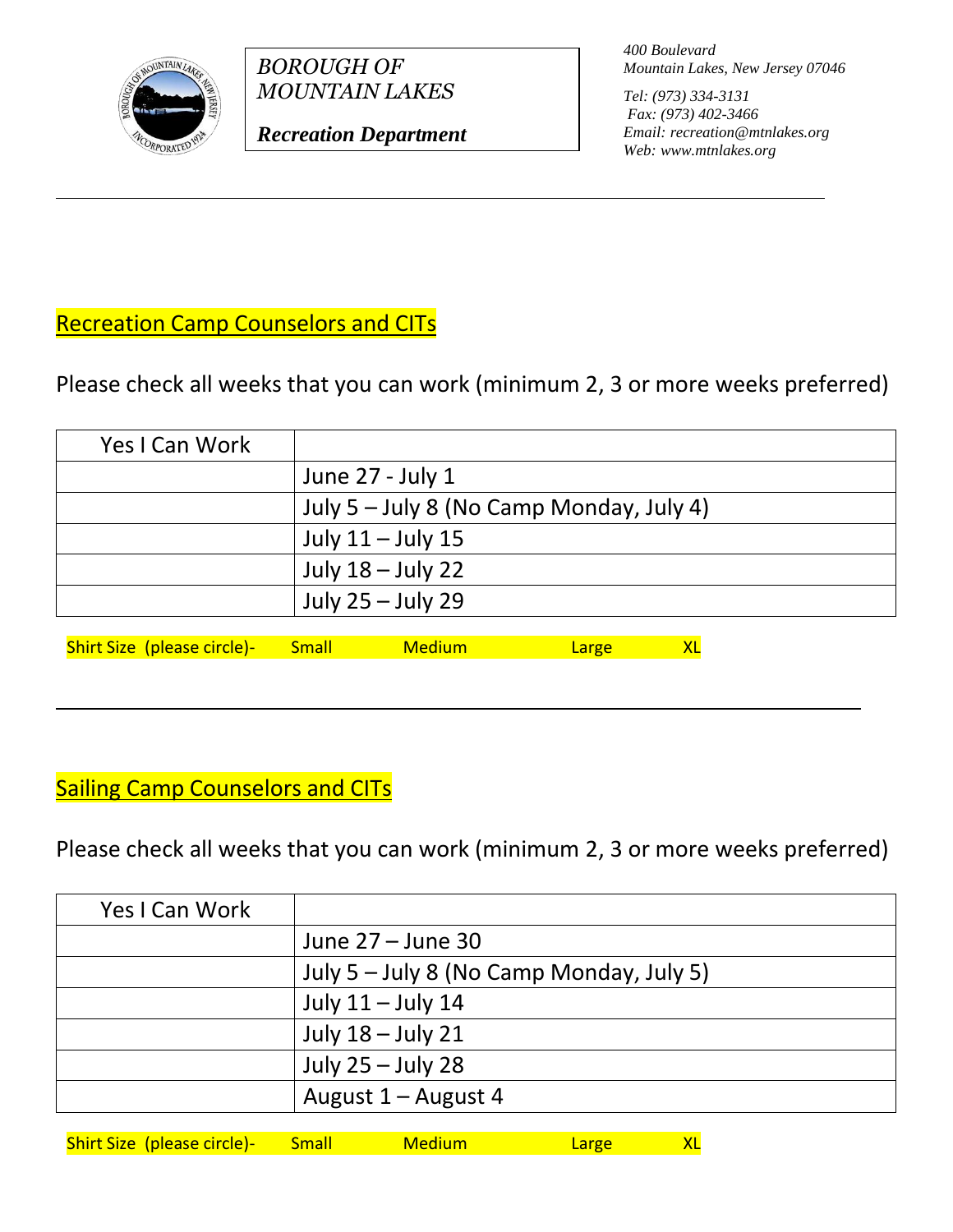**BOROUGH OF MOUNTAIN LAKES**

***Recreation Department***

*400 Boulevard*
*Mountain Lakes, New Jersey 07046*

*Tel: (973) 334-3131*
*Fax: (973) 402-3466*
*Email: recreation@mtnlakes.org*
*Web: www.mtnlakes.org*

---

## Recreation Camp Counselors and CITs

Please check all weeks that you can work (minimum 2, 3 or more weeks preferred)

| Yes I Can Work | |
|---|---|
| | June 27 - July 1 |
| | July 5 – July 8 (No Camp Monday, July 4) |
| | July 11 – July 15 |
| | July 18 – July 22 |
| | July 25 – July 29 |

Shirt Size (please circle)- Small Medium Large XL

---

## Sailing Camp Counselors and CITs

Please check all weeks that you can work (minimum 2, 3 or more weeks preferred)

| Yes I Can Work | |
|---|---|
| | June 27 – June 30 |
| | July 5 – July 8 (No Camp Monday, July 5) |
| | July 11 – July 14 |
| | July 18 – July 21 |
| | July 25 – July 28 |
| | August 1 – August 4 |

Shirt Size (please circle)- Small Medium Large XL